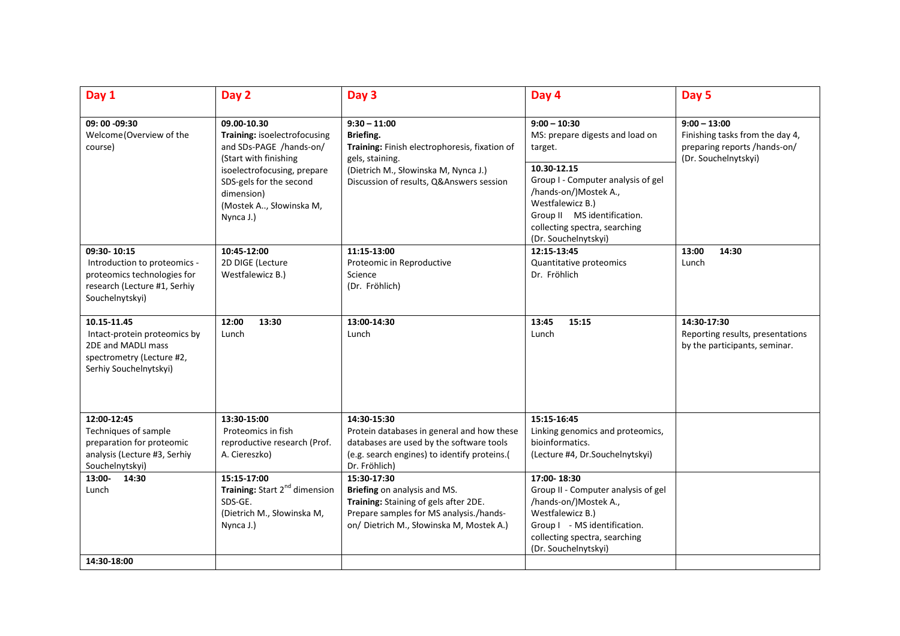| Day 1 | Day 2 | Day 3 | Day 4 | Day 5 |
|---|---|---|---|---|
| **09: 00 -09:30**<br>Welcome(Overview of the course) | **09.00-10.30**<br>**Training:** isoelectrofocusing and SDs-PAGE /hands-on/ (Start with finishing isoelectrofocusing, prepare SDS-gels for the second dimension)<br>(Mostek A.., Słowinska M, Nynca J.) | **9:30 – 11:00**<br>**Briefing.**<br>**Training:** Finish electrophoresis, fixation of gels, staining.<br>(Dietrich M., Słowinska M, Nynca J.)<br>Discussion of results, Q&Answers session | **9:00 – 10:30**<br>MS: prepare digests and load on target.<br>**10.30-12.15**<br>Group I - Computer analysis of gel /hands-on/)Mostek A., Westfalewicz B.)<br>Group II MS identification. collecting spectra, searching (Dr. Souchelnytskyi) | **9:00 – 13:00**<br>Finishing tasks from the day 4, preparing reports /hands-on/ (Dr. Souchelnytskyi) |
| **09:30- 10:15**<br>Introduction to proteomics - proteomics technologies for research (Lecture #1, Serhiy Souchelnytskyi) | **10:45-12:00**<br>2D DIGE (Lecture Westfalewicz B.) | **11:15-13:00**<br>Proteomic in Reproductive Science<br>(Dr. Fröhlich) | **12:15-13:45**<br>Quantitative proteomics<br>Dr. Fröhlich | **13:00 14:30**<br>Lunch |
| **10.15-11.45**<br>Intact-protein proteomics by 2DE and MADLI mass spectrometry (Lecture #2, Serhiy Souchelnytskyi) | **12:00 13:30**<br>Lunch | **13:00-14:30**<br>Lunch | **13:45 15:15**<br>Lunch | **14:30-17:30**<br>Reporting results, presentations by the participants, seminar. |
| **12:00-12:45**<br>Techniques of sample preparation for proteomic analysis (Lecture #3, Serhiy Souchelnytskyi) | **13:30-15:00**<br>Proteomics in fish reproductive research (Prof. A. Ciereszko) | **14:30-15:30**<br>Protein databases in general and how these databases are used by the software tools (e.g. search engines) to identify proteins.( Dr. Fröhlich) | **15:15-16:45**<br>Linking genomics and proteomics, bioinformatics.<br>(Lecture #4, Dr.Souchelnytskyi) | |
| **13:00- 14:30**<br>Lunch | **15:15-17:00**<br>**Training:** Start $2^{nd}$ dimension SDS-GE.<br>(Dietrich M., Słowinska M, Nynca J.) | **15:30-17:30**<br>**Briefing** on analysis and MS.<br>**Training:** Staining of gels after 2DE. Prepare samples for MS analysis./hands-on/ Dietrich M., Słowinska M, Mostek A.) | **17:00- 18:30**<br>Group II - Computer analysis of gel /hands-on/)Mostek A., Westfalewicz B.)<br>Group I - MS identification. collecting spectra, searching (Dr. Souchelnytskyi) | |
| **14:30-18:00** | | | | |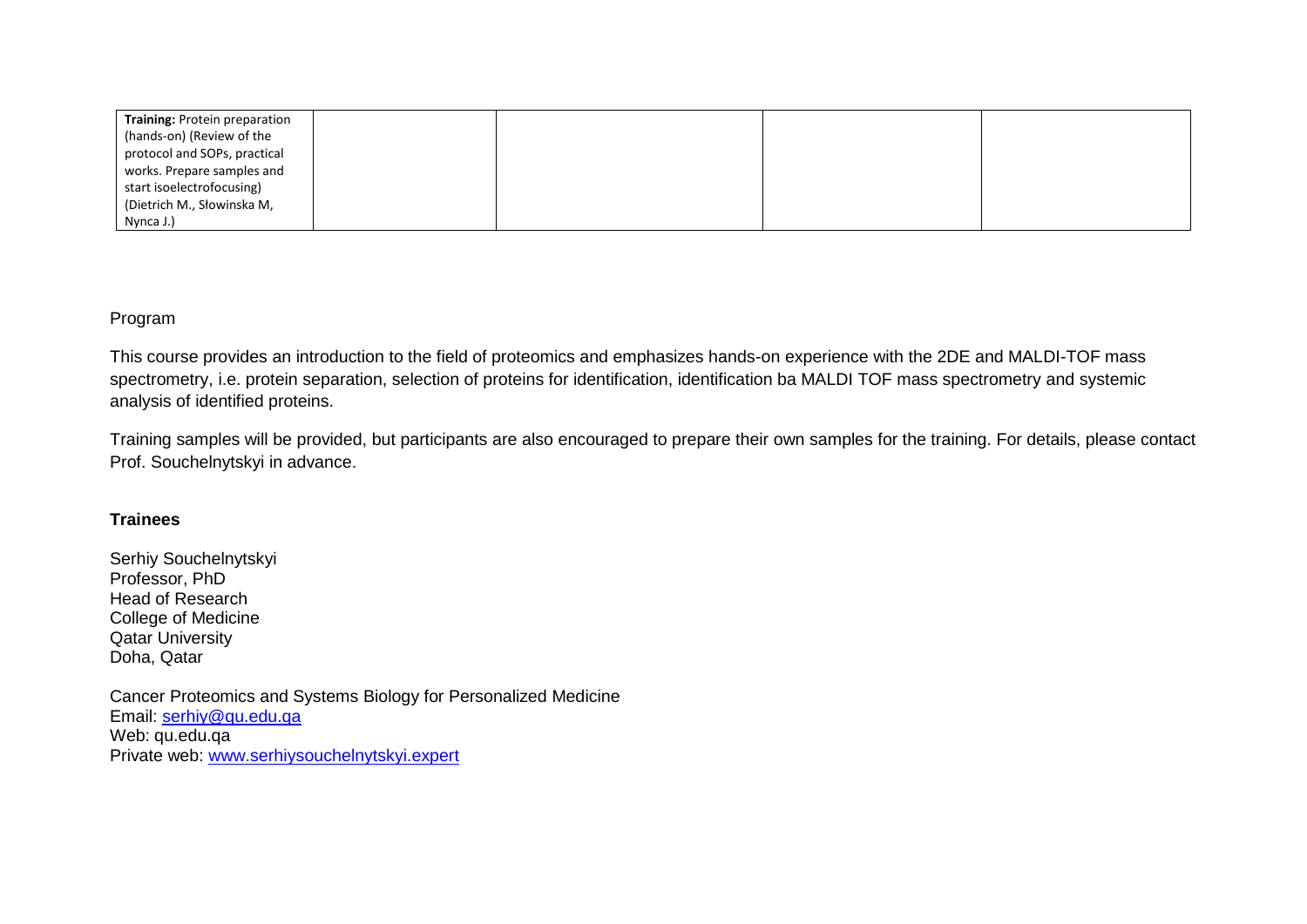| **Training:** Protein preparation (hands-on) (Review of the protocol and SOPs, practical works. Prepare samples and start isoelectrofocusing) (Dietrich M., Słowinska M, Nynca J.) | | | | |
|---|---|---|---|---|

Program

This course provides an introduction to the field of proteomics and emphasizes hands-on experience with the 2DE and MALDI-TOF mass spectrometry, i.e. protein separation, selection of proteins for identification, identification ba MALDI TOF mass spectrometry and systemic analysis of identified proteins.

Training samples will be provided, but participants are also encouraged to prepare their own samples for the training. For details, please contact Prof. Souchelnytskyi in advance.

**Trainees**

Serhiy Souchelnytskyi
Professor, PhD
Head of Research
College of Medicine
Qatar University
Doha, Qatar

Cancer Proteomics and Systems Biology for Personalized Medicine
Email: serhiy@qu.edu.qa
Web: qu.edu.qa
Private web: www.serhiysouchelnytskyi.expert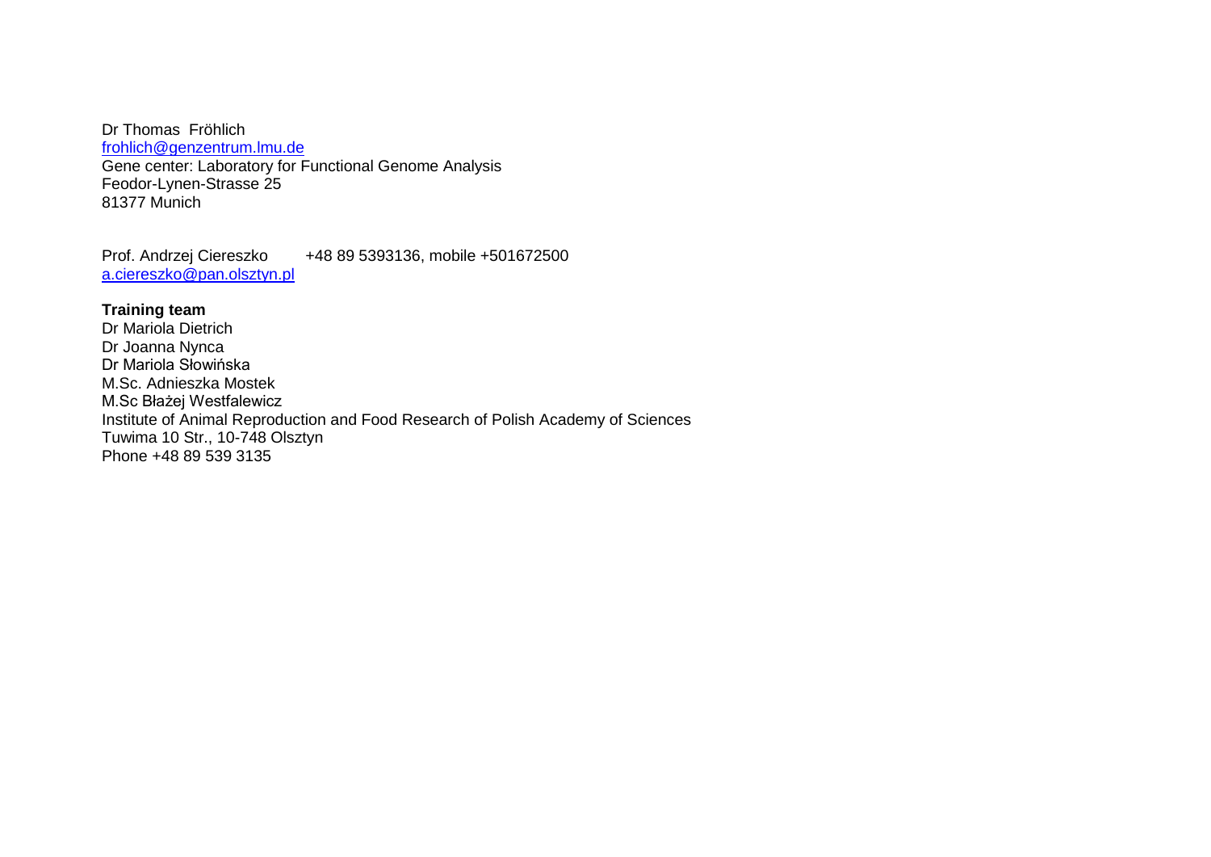Dr Thomas  Fröhlich
frohlich@genzentrum.lmu.de
Gene center: Laboratory for Functional Genome Analysis
Feodor-Lynen-Strasse 25
81377 Munich

Prof. Andrzej Ciereszko        +48 89 5393136, mobile +501672500
a.ciereszko@pan.olsztyn.pl

**Training team**
Dr Mariola Dietrich
Dr Joanna Nynca
Dr Mariola Słowińska
M.Sc. Adnieszka Mostek
M.Sc Błażej Westfalewicz
Institute of Animal Reproduction and Food Research of Polish Academy of Sciences
Tuwima 10 Str., 10-748 Olsztyn
Phone +48 89 539 3135